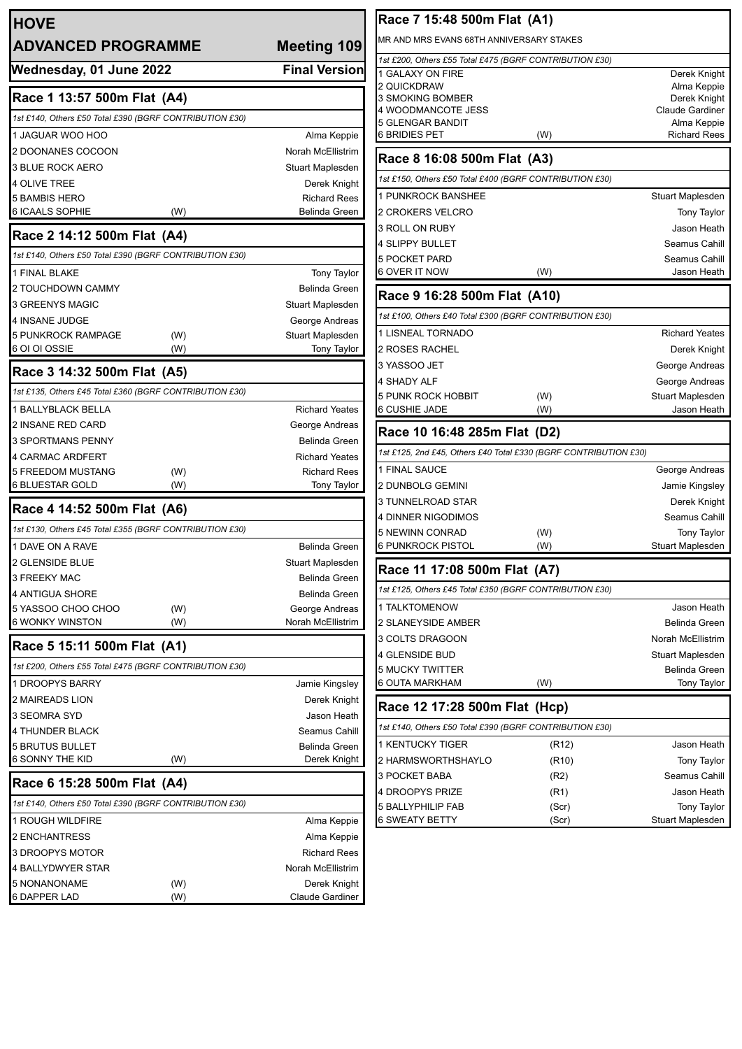# HOVE

## ADVANCED PROGRAMME — Meeting 109

**Wednesday, 01 June 2022** — **Final Version**

### Race 1 13:57 500m Flat (A4)

*1st £140, Others £50 Total £390 (BGRF CONTRIBUTION £30)*

| Trap | Greyhound | | Trainer |
|---|---|---|---|
| 1 | JAGUAR WOO HOO | | Alma Keppie |
| 2 | DOONANES COCOON | | Norah McEllistrim |
| 3 | BLUE ROCK AERO | | Stuart Maplesden |
| 4 | OLIVE TREE | | Derek Knight |
| 5 | BAMBIS HERO | | Richard Rees |
| 6 | ICAALS SOPHIE | (W) | Belinda Green |

### Race 2 14:12 500m Flat (A4)

*1st £140, Others £50 Total £390 (BGRF CONTRIBUTION £30)*

| Trap | Greyhound | | Trainer |
|---|---|---|---|
| 1 | FINAL BLAKE | | Tony Taylor |
| 2 | TOUCHDOWN CAMMY | | Belinda Green |
| 3 | GREENYS MAGIC | | Stuart Maplesden |
| 4 | INSANE JUDGE | | George Andreas |
| 5 | PUNKROCK RAMPAGE | (W) | Stuart Maplesden |
| 6 | OI OI OSSIE | (W) | Tony Taylor |

### Race 3 14:32 500m Flat (A5)

*1st £135, Others £45 Total £360 (BGRF CONTRIBUTION £30)*

| Trap | Greyhound | | Trainer |
|---|---|---|---|
| 1 | BALLYBLACK BELLA | | Richard Yeates |
| 2 | INSANE RED CARD | | George Andreas |
| 3 | SPORTMANS PENNY | | Belinda Green |
| 4 | CARMAC ARDFERT | | Richard Yeates |
| 5 | FREEDOM MUSTANG | (W) | Richard Rees |
| 6 | BLUESTAR GOLD | (W) | Tony Taylor |

### Race 4 14:52 500m Flat (A6)

*1st £130, Others £45 Total £355 (BGRF CONTRIBUTION £30)*

| Trap | Greyhound | | Trainer |
|---|---|---|---|
| 1 | DAVE ON A RAVE | | Belinda Green |
| 2 | GLENSIDE BLUE | | Stuart Maplesden |
| 3 | FREEKY MAC | | Belinda Green |
| 4 | ANTIGUA SHORE | | Belinda Green |
| 5 | YASSOO CHOO CHOO | (W) | George Andreas |
| 6 | WONKY WINSTON | (W) | Norah McEllistrim |

### Race 5 15:11 500m Flat (A1)

*1st £200, Others £55 Total £475 (BGRF CONTRIBUTION £30)*

| Trap | Greyhound | | Trainer |
|---|---|---|---|
| 1 | DROOPYS BARRY | | Jamie Kingsley |
| 2 | MAIREADS LION | | Derek Knight |
| 3 | SEOMRA SYD | | Jason Heath |
| 4 | THUNDER BLACK | | Seamus Cahill |
| 5 | BRUTUS BULLET | | Belinda Green |
| 6 | SONNY THE KID | (W) | Derek Knight |

### Race 6 15:28 500m Flat (A4)

*1st £140, Others £50 Total £390 (BGRF CONTRIBUTION £30)*

| Trap | Greyhound | | Trainer |
|---|---|---|---|
| 1 | ROUGH WILDFIRE | | Alma Keppie |
| 2 | ENCHANTRESS | | Alma Keppie |
| 3 | DROOPYS MOTOR | | Richard Rees |
| 4 | BALLYDWYER STAR | | Norah McEllistrim |
| 5 | NONANONAME | (W) | Derek Knight |
| 6 | DAPPER LAD | (W) | Claude Gardiner |

### Race 7 15:48 500m Flat (A1)

MR AND MRS EVANS 68TH ANNIVERSARY STAKES

*1st £200, Others £55 Total £475 (BGRF CONTRIBUTION £30)*

| Trap | Greyhound | | Trainer |
|---|---|---|---|
| 1 | GALAXY ON FIRE | | Derek Knight |
| 2 | QUICKDRAW | | Alma Keppie |
| 3 | SMOKING BOMBER | | Derek Knight |
| 4 | WOODMANCOTE JESS | | Claude Gardiner |
| 5 | GLENGAR BANDIT | | Alma Keppie |
| 6 | BRIDIES PET | (W) | Richard Rees |

### Race 8 16:08 500m Flat (A3)

*1st £150, Others £50 Total £400 (BGRF CONTRIBUTION £30)*

| Trap | Greyhound | | Trainer |
|---|---|---|---|
| 1 | PUNKROCK BANSHEE | | Stuart Maplesden |
| 2 | CROKERS VELCRO | | Tony Taylor |
| 3 | ROLL ON RUBY | | Jason Heath |
| 4 | SLIPPY BULLET | | Seamus Cahill |
| 5 | POCKET PARD | | Seamus Cahill |
| 6 | OVER IT NOW | (W) | Jason Heath |

### Race 9 16:28 500m Flat (A10)

*1st £100, Others £40 Total £300 (BGRF CONTRIBUTION £30)*

| Trap | Greyhound | | Trainer |
|---|---|---|---|
| 1 | LISNEAL TORNADO | | Richard Yeates |
| 2 | ROSES RACHEL | | Derek Knight |
| 3 | YASSOO JET | | George Andreas |
| 4 | SHADY ALF | | George Andreas |
| 5 | PUNK ROCK HOBBIT | (W) | Stuart Maplesden |
| 6 | CUSHIE JADE | (W) | Jason Heath |

### Race 10 16:48 285m Flat (D2)

*1st £125, 2nd £45, Others £40 Total £330 (BGRF CONTRIBUTION £30)*

| Trap | Greyhound | | Trainer |
|---|---|---|---|
| 1 | FINAL SAUCE | | George Andreas |
| 2 | DUNBOLG GEMINI | | Jamie Kingsley |
| 3 | TUNNELROAD STAR | | Derek Knight |
| 4 | DINNER NIGODIMOS | | Seamus Cahill |
| 5 | NEWINN CONRAD | (W) | Tony Taylor |
| 6 | PUNKROCK PISTOL | (W) | Stuart Maplesden |

### Race 11 17:08 500m Flat (A7)

*1st £125, Others £45 Total £350 (BGRF CONTRIBUTION £30)*

| Trap | Greyhound | | Trainer |
|---|---|---|---|
| 1 | TALKTOMENOW | | Jason Heath |
| 2 | SLANEYSIDE AMBER | | Belinda Green |
| 3 | COLTS DRAGOON | | Norah McEllistrim |
| 4 | GLENSIDE BUD | | Stuart Maplesden |
| 5 | MUCKY TWITTER | | Belinda Green |
| 6 | OUTA MARKHAM | (W) | Tony Taylor |

### Race 12 17:28 500m Flat (Hcp)

*1st £140, Others £50 Total £390 (BGRF CONTRIBUTION £30)*

| Trap | Greyhound | | Trainer |
|---|---|---|---|
| 1 | KENTUCKY TIGER | (R12) | Jason Heath |
| 2 | HARMSWORTHSHAYLO | (R10) | Tony Taylor |
| 3 | POCKET BABA | (R2) | Seamus Cahill |
| 4 | DROOPYS PRIZE | (R1) | Jason Heath |
| 5 | BALLYPHILIP FAB | (Scr) | Tony Taylor |
| 6 | SWEATY BETTY | (Scr) | Stuart Maplesden |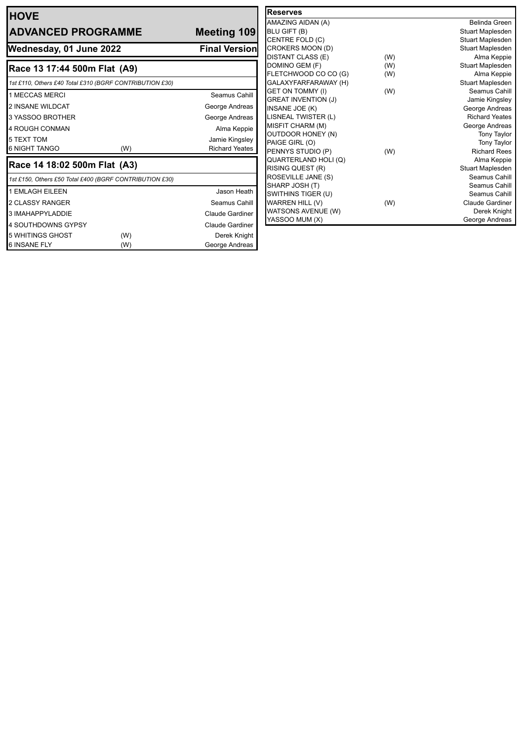# HOVE

## ADVANCED PROGRAMME — Meeting 109

**Wednesday, 01 June 2022** — **Final Version**

## Race 13 17:44 500m Flat (A9)

*1st £110, Others £40 Total £310 (BGRF CONTRIBUTION £30)*

| | | |
|---|---|---|
| 1 MECCAS MERCI | | Seamus Cahill |
| 2 INSANE WILDCAT | | George Andreas |
| 3 YASSOO BROTHER | | George Andreas |
| 4 ROUGH CONMAN | | Alma Keppie |
| 5 TEXT TOM | | Jamie Kingsley |
| 6 NIGHT TANGO | (W) | Richard Yeates |

## Race 14 18:02 500m Flat (A3)

*1st £150, Others £50 Total £400 (BGRF CONTRIBUTION £30)*

| | | |
|---|---|---|
| 1 EMLAGH EILEEN | | Jason Heath |
| 2 CLASSY RANGER | | Seamus Cahill |
| 3 IMAHAPPYLADDIE | | Claude Gardiner |
| 4 SOUTHDOWNS GYPSY | | Claude Gardiner |
| 5 WHITINGS GHOST | (W) | Derek Knight |
| 6 INSANE FLY | (W) | George Andreas |

## Reserves

| | | |
|---|---|---|
| AMAZING AIDAN (A) | | Belinda Green |
| BLU GIFT (B) | | Stuart Maplesden |
| CENTRE FOLD (C) | | Stuart Maplesden |
| CROKERS MOON (D) | | Stuart Maplesden |
| DISTANT CLASS (E) | (W) | Alma Keppie |
| DOMINO GEM (F) | (W) | Stuart Maplesden |
| FLETCHWOOD CO CO (G) | (W) | Alma Keppie |
| GALAXYFARFARAWAY (H) | | Stuart Maplesden |
| GET ON TOMMY (I) | (W) | Seamus Cahill |
| GREAT INVENTION (J) | | Jamie Kingsley |
| INSANE JOE (K) | | George Andreas |
| LISNEAL TWISTER (L) | | Richard Yeates |
| MISFIT CHARM (M) | | George Andreas |
| OUTDOOR HONEY (N) | | Tony Taylor |
| PAIGE GIRL (O) | | Tony Taylor |
| PENNYS STUDIO (P) | (W) | Richard Rees |
| QUARTERLAND HOLI (Q) | | Alma Keppie |
| RISING QUEST (R) | | Stuart Maplesden |
| ROSEVILLE JANE (S) | | Seamus Cahill |
| SHARP JOSH (T) | | Seamus Cahill |
| SWITHINS TIGER (U) | | Seamus Cahill |
| WARREN HILL (V) | (W) | Claude Gardiner |
| WATSONS AVENUE (W) | | Derek Knight |
| YASSOO MUM (X) | | George Andreas |